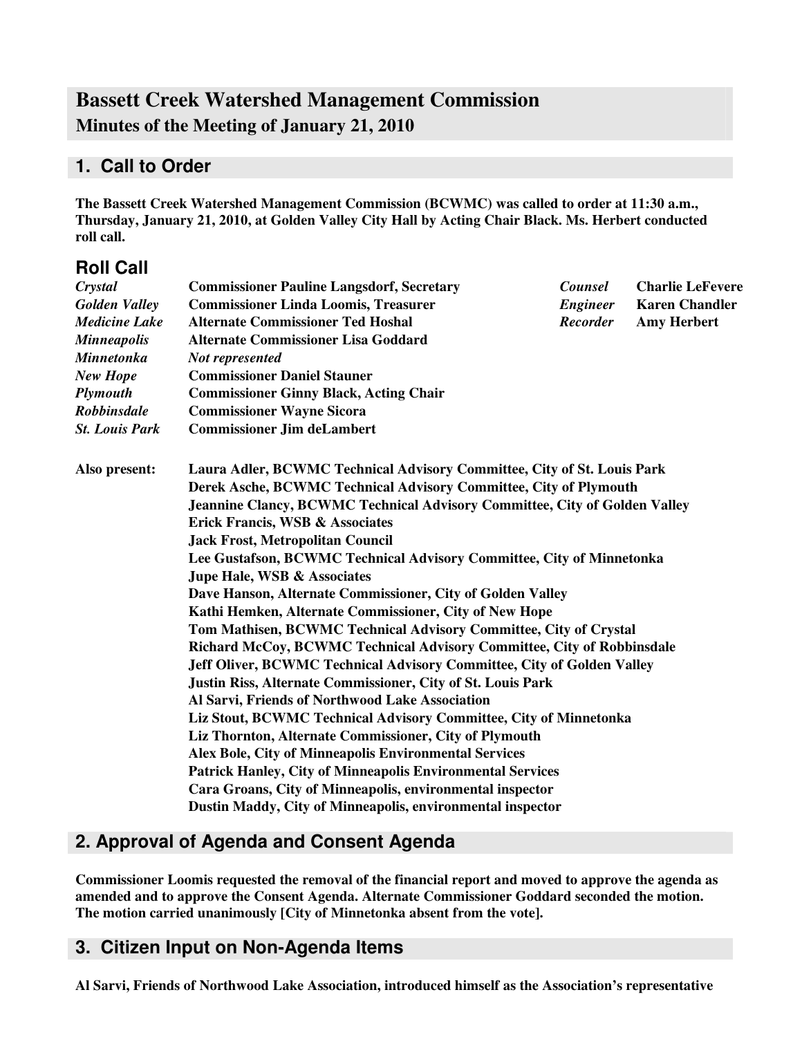# Bassett Creek Watershed Management Commission

## Minutes of the Meeting of January 21, 2010

## 1. Call to Order

**The Bassett Creek Watershed Management Commission (BCWMC) was called to order at 11:30 a.m., Thursday, January 21, 2010, at Golden Valley City Hall by Acting Chair Black. Ms. Herbert conducted roll call.**

### Roll Call

| | | | |
|---|---|---|---|
| ***Crystal*** | **Commissioner Pauline Langsdorf, Secretary** | ***Counsel*** | **Charlie LeFevere** |
| ***Golden Valley*** | **Commissioner Linda Loomis, Treasurer** | ***Engineer*** | **Karen Chandler** |
| ***Medicine Lake*** | **Alternate Commissioner Ted Hoshal** | ***Recorder*** | **Amy Herbert** |
| ***Minneapolis*** | **Alternate Commissioner Lisa Goddard** | | |
| ***Minnetonka*** | ***Not represented*** | | |
| ***New Hope*** | **Commissioner Daniel Stauner** | | |
| ***Plymouth*** | **Commissioner Ginny Black, Acting Chair** | | |
| ***Robbinsdale*** | **Commissioner Wayne Sicora** | | |
| ***St. Louis Park*** | **Commissioner Jim deLambert** | | |

**Also present:**
**Laura Adler, BCWMC Technical Advisory Committee, City of St. Louis Park**
**Derek Asche, BCWMC Technical Advisory Committee, City of Plymouth**
**Jeannine Clancy, BCWMC Technical Advisory Committee, City of Golden Valley**
**Erick Francis, WSB & Associates**
**Jack Frost, Metropolitan Council**
**Lee Gustafson, BCWMC Technical Advisory Committee, City of Minnetonka**
**Jupe Hale, WSB & Associates**
**Dave Hanson, Alternate Commissioner, City of Golden Valley**
**Kathi Hemken, Alternate Commissioner, City of New Hope**
**Tom Mathisen, BCWMC Technical Advisory Committee, City of Crystal**
**Richard McCoy, BCWMC Technical Advisory Committee, City of Robbinsdale**
**Jeff Oliver, BCWMC Technical Advisory Committee, City of Golden Valley**
**Justin Riss, Alternate Commissioner, City of St. Louis Park**
**Al Sarvi, Friends of Northwood Lake Association**
**Liz Stout, BCWMC Technical Advisory Committee, City of Minnetonka**
**Liz Thornton, Alternate Commissioner, City of Plymouth**
**Alex Bole, City of Minneapolis Environmental Services**
**Patrick Hanley, City of Minneapolis Environmental Services**
**Cara Groans, City of Minneapolis, environmental inspector**
**Dustin Maddy, City of Minneapolis, environmental inspector**

## 2. Approval of Agenda and Consent Agenda

**Commissioner Loomis requested the removal of the financial report and moved to approve the agenda as amended and to approve the Consent Agenda. Alternate Commissioner Goddard seconded the motion. The motion carried unanimously [City of Minnetonka absent from the vote].**

## 3. Citizen Input on Non-Agenda Items

**Al Sarvi, Friends of Northwood Lake Association, introduced himself as the Association's representative**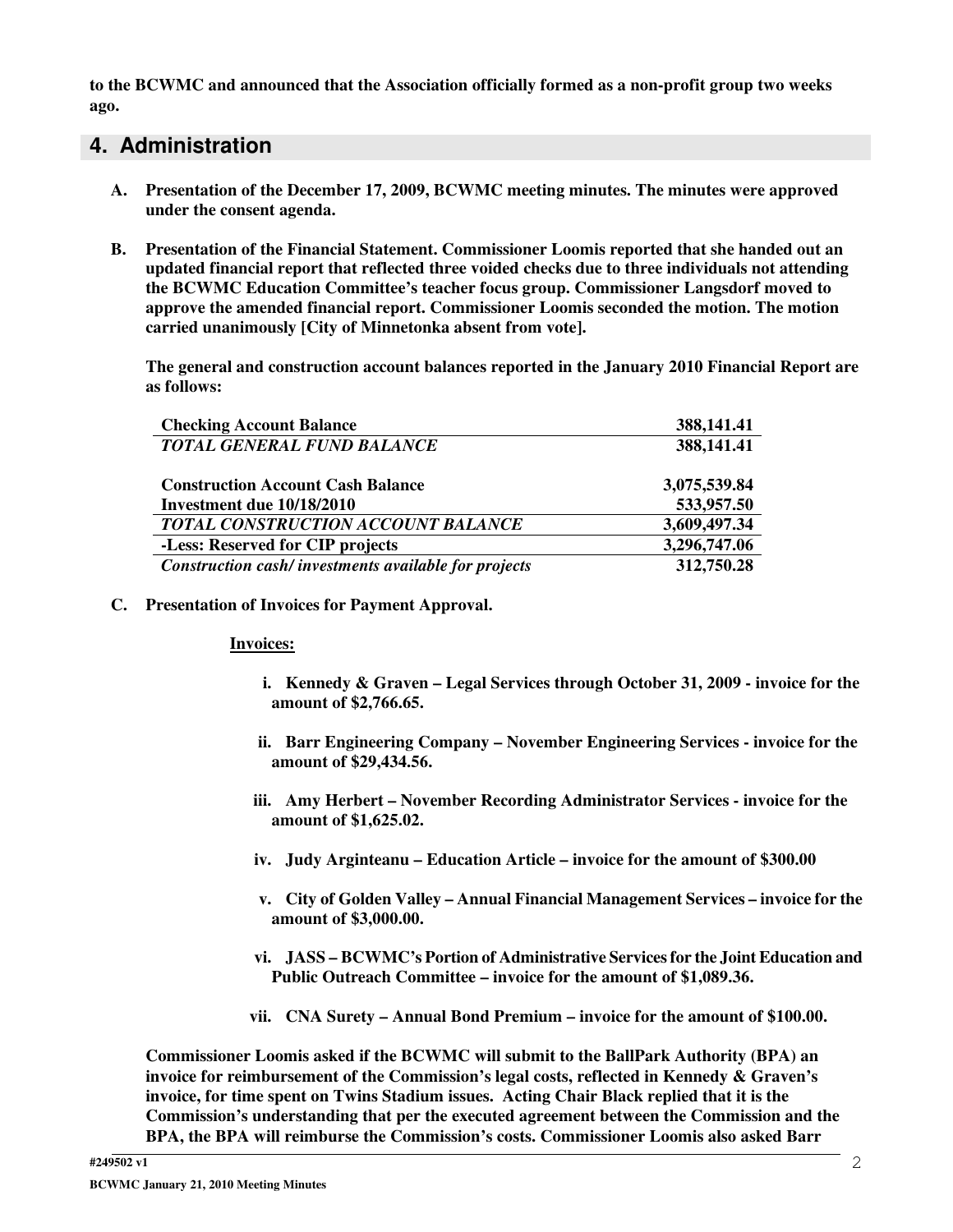**to the BCWMC and announced that the Association officially formed as a non-profit group two weeks ago.**

## 4. Administration

**A. Presentation of the December 17, 2009, BCWMC meeting minutes. The minutes were approved under the consent agenda.**

**B. Presentation of the Financial Statement. Commissioner Loomis reported that she handed out an updated financial report that reflected three voided checks due to three individuals not attending the BCWMC Education Committee's teacher focus group. Commissioner Langsdorf moved to approve the amended financial report. Commissioner Loomis seconded the motion. The motion carried unanimously [City of Minnetonka absent from vote].**

**The general and construction account balances reported in the January 2010 Financial Report are as follows:**

| | |
|---|---:|
| **Checking Account Balance** | **388,141.41** |
| ***TOTAL GENERAL FUND BALANCE*** | **388,141.41** |
| | |
| **Construction Account Cash Balance** | **3,075,539.84** |
| **Investment due 10/18/2010** | **533,957.50** |
| ***TOTAL CONSTRUCTION ACCOUNT BALANCE*** | **3,609,497.34** |
| **-Less: Reserved for CIP projects** | **3,296,747.06** |
| ***Construction cash/ investments available for projects*** | **312,750.28** |

**C. Presentation of Invoices for Payment Approval.**

**Invoices:**

i. **Kennedy & Graven – Legal Services through October 31, 2009 - invoice for the amount of $2,766.65.**

ii. **Barr Engineering Company – November Engineering Services - invoice for the amount of $29,434.56.**

iii. **Amy Herbert – November Recording Administrator Services - invoice for the amount of $1,625.02.**

iv. **Judy Arginteanu – Education Article – invoice for the amount of $300.00**

v. **City of Golden Valley – Annual Financial Management Services – invoice for the amount of $3,000.00.**

vi. **JASS – BCWMC's Portion of Administrative Services for the Joint Education and Public Outreach Committee – invoice for the amount of $1,089.36.**

vii. **CNA Surety – Annual Bond Premium – invoice for the amount of $100.00.**

**Commissioner Loomis asked if the BCWMC will submit to the BallPark Authority (BPA) an invoice for reimbursement of the Commission's legal costs, reflected in Kennedy & Graven's invoice, for time spent on Twins Stadium issues. Acting Chair Black replied that it is the Commission's understanding that per the executed agreement between the Commission and the BPA, the BPA will reimburse the Commission's costs. Commissioner Loomis also asked Barr**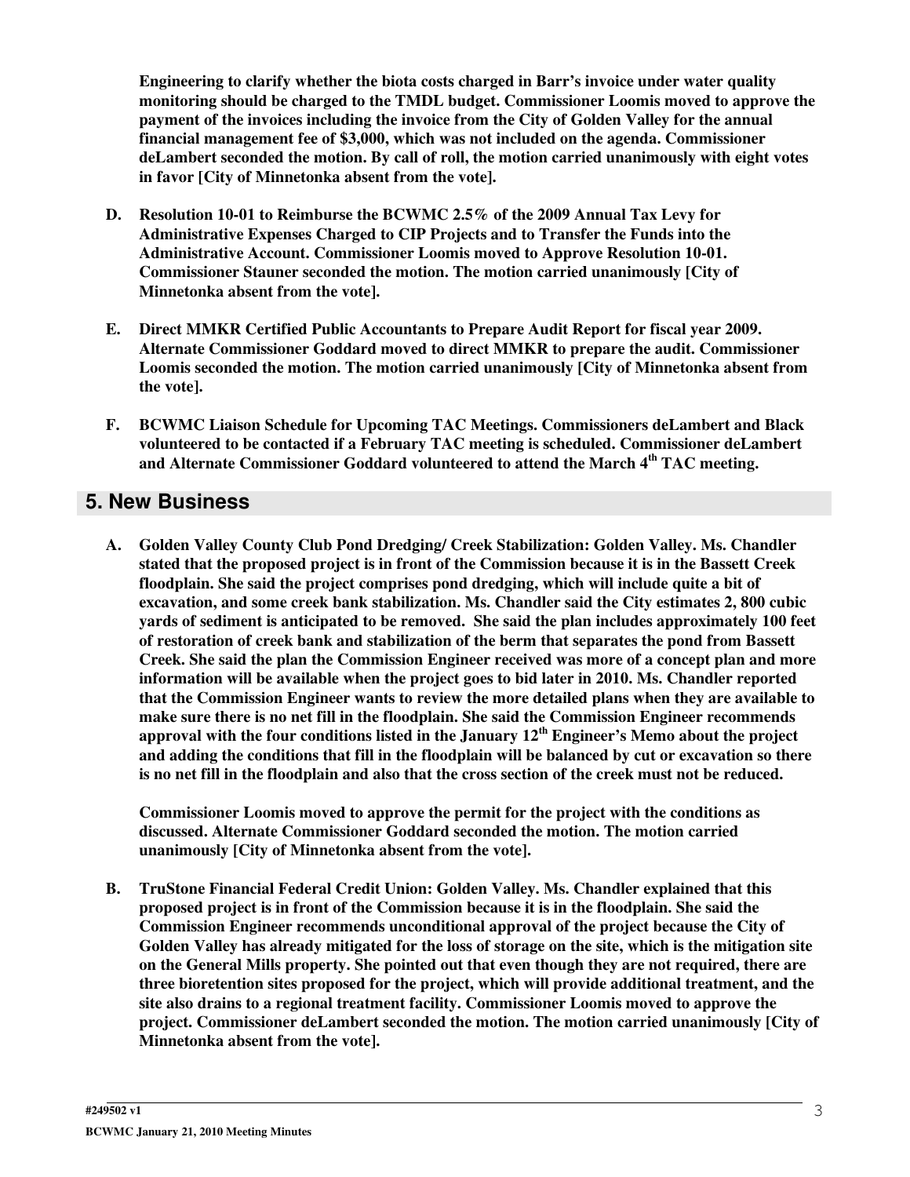**Engineering to clarify whether the biota costs charged in Barr's invoice under water quality monitoring should be charged to the TMDL budget. Commissioner Loomis moved to approve the payment of the invoices including the invoice from the City of Golden Valley for the annual financial management fee of $3,000, which was not included on the agenda. Commissioner deLambert seconded the motion. By call of roll, the motion carried unanimously with eight votes in favor [City of Minnetonka absent from the vote].**

**D. Resolution 10-01 to Reimburse the BCWMC 2.5% of the 2009 Annual Tax Levy for Administrative Expenses Charged to CIP Projects and to Transfer the Funds into the Administrative Account. Commissioner Loomis moved to Approve Resolution 10-01. Commissioner Stauner seconded the motion. The motion carried unanimously [City of Minnetonka absent from the vote].**

**E. Direct MMKR Certified Public Accountants to Prepare Audit Report for fiscal year 2009. Alternate Commissioner Goddard moved to direct MMKR to prepare the audit. Commissioner Loomis seconded the motion. The motion carried unanimously [City of Minnetonka absent from the vote].**

**F. BCWMC Liaison Schedule for Upcoming TAC Meetings. Commissioners deLambert and Black volunteered to be contacted if a February TAC meeting is scheduled. Commissioner deLambert and Alternate Commissioner Goddard volunteered to attend the March 4th TAC meeting.**

## 5. New Business

**A. Golden Valley County Club Pond Dredging/ Creek Stabilization: Golden Valley. Ms. Chandler stated that the proposed project is in front of the Commission because it is in the Bassett Creek floodplain. She said the project comprises pond dredging, which will include quite a bit of excavation, and some creek bank stabilization. Ms. Chandler said the City estimates 2, 800 cubic yards of sediment is anticipated to be removed. She said the plan includes approximately 100 feet of restoration of creek bank and stabilization of the berm that separates the pond from Bassett Creek. She said the plan the Commission Engineer received was more of a concept plan and more information will be available when the project goes to bid later in 2010. Ms. Chandler reported that the Commission Engineer wants to review the more detailed plans when they are available to make sure there is no net fill in the floodplain. She said the Commission Engineer recommends approval with the four conditions listed in the January 12th Engineer's Memo about the project and adding the conditions that fill in the floodplain will be balanced by cut or excavation so there is no net fill in the floodplain and also that the cross section of the creek must not be reduced.**

**Commissioner Loomis moved to approve the permit for the project with the conditions as discussed. Alternate Commissioner Goddard seconded the motion. The motion carried unanimously [City of Minnetonka absent from the vote].**

**B. TruStone Financial Federal Credit Union: Golden Valley. Ms. Chandler explained that this proposed project is in front of the Commission because it is in the floodplain. She said the Commission Engineer recommends unconditional approval of the project because the City of Golden Valley has already mitigated for the loss of storage on the site, which is the mitigation site on the General Mills property. She pointed out that even though they are not required, there are three bioretention sites proposed for the project, which will provide additional treatment, and the site also drains to a regional treatment facility. Commissioner Loomis moved to approve the project. Commissioner deLambert seconded the motion. The motion carried unanimously [City of Minnetonka absent from the vote].**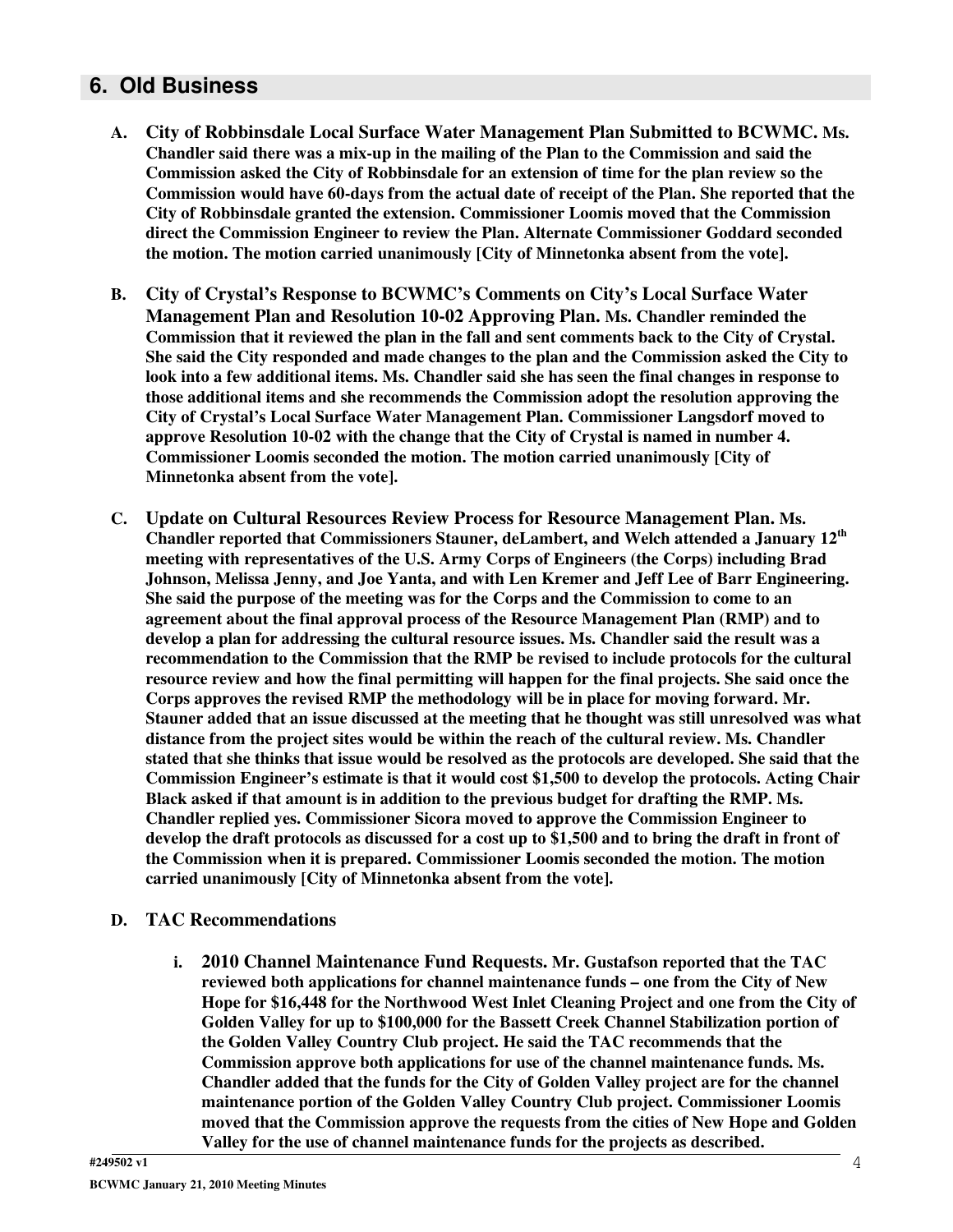## 6. Old Business

**A. City of Robbinsdale Local Surface Water Management Plan Submitted to BCWMC. Ms. Chandler said there was a mix-up in the mailing of the Plan to the Commission and said the Commission asked the City of Robbinsdale for an extension of time for the plan review so the Commission would have 60-days from the actual date of receipt of the Plan. She reported that the City of Robbinsdale granted the extension. Commissioner Loomis moved that the Commission direct the Commission Engineer to review the Plan. Alternate Commissioner Goddard seconded the motion. The motion carried unanimously [City of Minnetonka absent from the vote].**

**B. City of Crystal's Response to BCWMC's Comments on City's Local Surface Water Management Plan and Resolution 10-02 Approving Plan. Ms. Chandler reminded the Commission that it reviewed the plan in the fall and sent comments back to the City of Crystal. She said the City responded and made changes to the plan and the Commission asked the City to look into a few additional items. Ms. Chandler said she has seen the final changes in response to those additional items and she recommends the Commission adopt the resolution approving the City of Crystal's Local Surface Water Management Plan. Commissioner Langsdorf moved to approve Resolution 10-02 with the change that the City of Crystal is named in number 4. Commissioner Loomis seconded the motion. The motion carried unanimously [City of Minnetonka absent from the vote].**

**C. Update on Cultural Resources Review Process for Resource Management Plan. Ms. Chandler reported that Commissioners Stauner, deLambert, and Welch attended a January 12th meeting with representatives of the U.S. Army Corps of Engineers (the Corps) including Brad Johnson, Melissa Jenny, and Joe Yanta, and with Len Kremer and Jeff Lee of Barr Engineering. She said the purpose of the meeting was for the Corps and the Commission to come to an agreement about the final approval process of the Resource Management Plan (RMP) and to develop a plan for addressing the cultural resource issues. Ms. Chandler said the result was a recommendation to the Commission that the RMP be revised to include protocols for the cultural resource review and how the final permitting will happen for the final projects. She said once the Corps approves the revised RMP the methodology will be in place for moving forward. Mr. Stauner added that an issue discussed at the meeting that he thought was still unresolved was what distance from the project sites would be within the reach of the cultural review. Ms. Chandler stated that she thinks that issue would be resolved as the protocols are developed. She said that the Commission Engineer's estimate is that it would cost $1,500 to develop the protocols. Acting Chair Black asked if that amount is in addition to the previous budget for drafting the RMP. Ms. Chandler replied yes. Commissioner Sicora moved to approve the Commission Engineer to develop the draft protocols as discussed for a cost up to $1,500 and to bring the draft in front of the Commission when it is prepared. Commissioner Loomis seconded the motion. The motion carried unanimously [City of Minnetonka absent from the vote].**

**D. TAC Recommendations**

**i. 2010 Channel Maintenance Fund Requests. Mr. Gustafson reported that the TAC reviewed both applications for channel maintenance funds – one from the City of New Hope for $16,448 for the Northwood West Inlet Cleaning Project and one from the City of Golden Valley for up to $100,000 for the Bassett Creek Channel Stabilization portion of the Golden Valley Country Club project. He said the TAC recommends that the Commission approve both applications for use of the channel maintenance funds. Ms. Chandler added that the funds for the City of Golden Valley project are for the channel maintenance portion of the Golden Valley Country Club project. Commissioner Loomis moved that the Commission approve the requests from the cities of New Hope and Golden Valley for the use of channel maintenance funds for the projects as described.**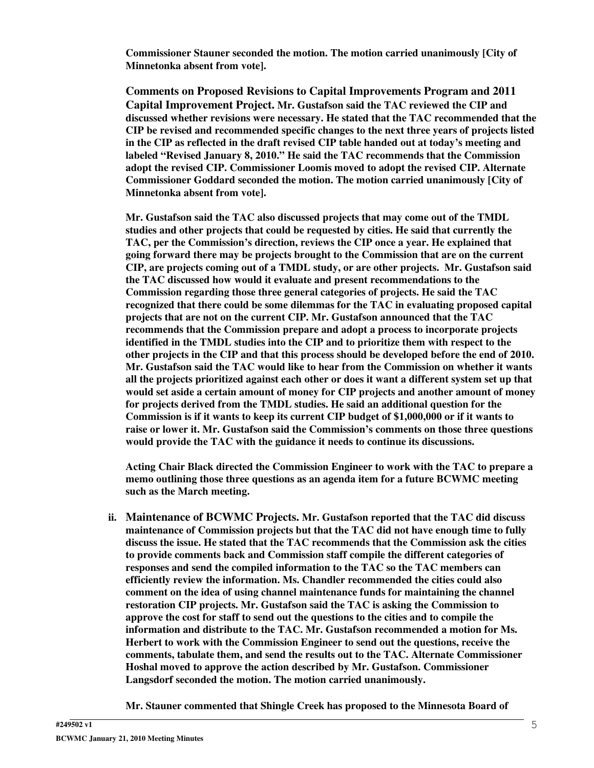**Commissioner Stauner seconded the motion. The motion carried unanimously [City of Minnetonka absent from vote].**

**Comments on Proposed Revisions to Capital Improvements Program and 2011 Capital Improvement Project.** **Mr. Gustafson said the TAC reviewed the CIP and discussed whether revisions were necessary. He stated that the TAC recommended that the CIP be revised and recommended specific changes to the next three years of projects listed in the CIP as reflected in the draft revised CIP table handed out at today's meeting and labeled "Revised January 8, 2010." He said the TAC recommends that the Commission adopt the revised CIP. Commissioner Loomis moved to adopt the revised CIP. Alternate Commissioner Goddard seconded the motion. The motion carried unanimously [City of Minnetonka absent from vote].**

**Mr. Gustafson said the TAC also discussed projects that may come out of the TMDL studies and other projects that could be requested by cities. He said that currently the TAC, per the Commission's direction, reviews the CIP once a year. He explained that going forward there may be projects brought to the Commission that are on the current CIP, are projects coming out of a TMDL study, or are other projects. Mr. Gustafson said the TAC discussed how would it evaluate and present recommendations to the Commission regarding those three general categories of projects. He said the TAC recognized that there could be some dilemmas for the TAC in evaluating proposed capital projects that are not on the current CIP. Mr. Gustafson announced that the TAC recommends that the Commission prepare and adopt a process to incorporate projects identified in the TMDL studies into the CIP and to prioritize them with respect to the other projects in the CIP and that this process should be developed before the end of 2010. Mr. Gustafson said the TAC would like to hear from the Commission on whether it wants all the projects prioritized against each other or does it want a different system set up that would set aside a certain amount of money for CIP projects and another amount of money for projects derived from the TMDL studies. He said an additional question for the Commission is if it wants to keep its current CIP budget of $1,000,000 or if it wants to raise or lower it. Mr. Gustafson said the Commission's comments on those three questions would provide the TAC with the guidance it needs to continue its discussions.**

**Acting Chair Black directed the Commission Engineer to work with the TAC to prepare a memo outlining those three questions as an agenda item for a future BCWMC meeting such as the March meeting.**

ii. **Maintenance of BCWMC Projects.** **Mr. Gustafson reported that the TAC did discuss maintenance of Commission projects but that the TAC did not have enough time to fully discuss the issue. He stated that the TAC recommends that the Commission ask the cities to provide comments back and Commission staff compile the different categories of responses and send the compiled information to the TAC so the TAC members can efficiently review the information. Ms. Chandler recommended the cities could also comment on the idea of using channel maintenance funds for maintaining the channel restoration CIP projects. Mr. Gustafson said the TAC is asking the Commission to approve the cost for staff to send out the questions to the cities and to compile the information and distribute to the TAC. Mr. Gustafson recommended a motion for Ms. Herbert to work with the Commission Engineer to send out the questions, receive the comments, tabulate them, and send the results out to the TAC. Alternate Commissioner Hoshal moved to approve the action described by Mr. Gustafson. Commissioner Langsdorf seconded the motion. The motion carried unanimously.**

**Mr. Stauner commented that Shingle Creek has proposed to the Minnesota Board of**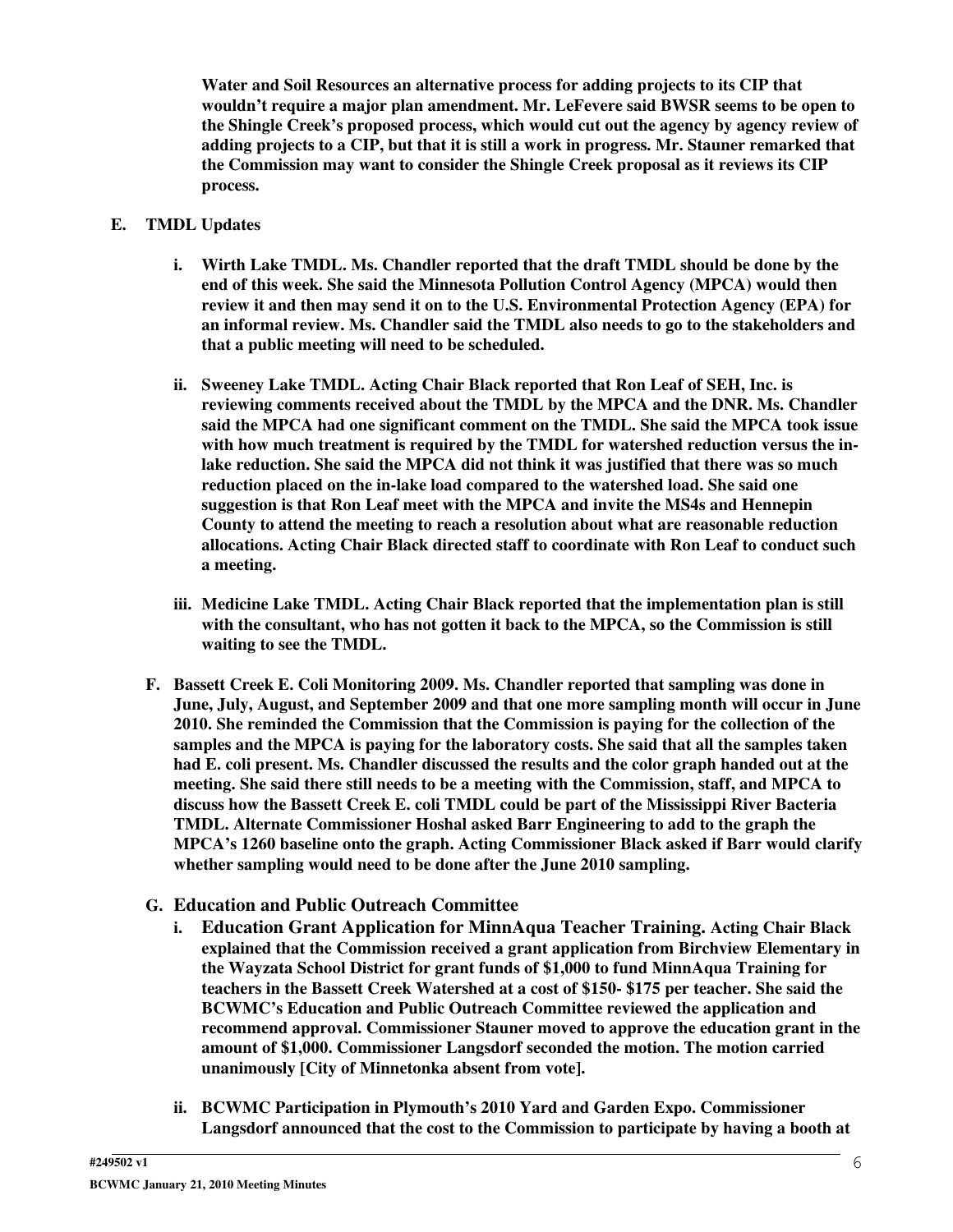**Water and Soil Resources an alternative process for adding projects to its CIP that wouldn't require a major plan amendment. Mr. LeFevere said BWSR seems to be open to the Shingle Creek's proposed process, which would cut out the agency by agency review of adding projects to a CIP, but that it is still a work in progress. Mr. Stauner remarked that the Commission may want to consider the Shingle Creek proposal as it reviews its CIP process.**

**E. TMDL Updates**

**i. Wirth Lake TMDL. Ms. Chandler reported that the draft TMDL should be done by the end of this week. She said the Minnesota Pollution Control Agency (MPCA) would then review it and then may send it on to the U.S. Environmental Protection Agency (EPA) for an informal review. Ms. Chandler said the TMDL also needs to go to the stakeholders and that a public meeting will need to be scheduled.**

**ii. Sweeney Lake TMDL. Acting Chair Black reported that Ron Leaf of SEH, Inc. is reviewing comments received about the TMDL by the MPCA and the DNR. Ms. Chandler said the MPCA had one significant comment on the TMDL. She said the MPCA took issue with how much treatment is required by the TMDL for watershed reduction versus the in-lake reduction. She said the MPCA did not think it was justified that there was so much reduction placed on the in-lake load compared to the watershed load. She said one suggestion is that Ron Leaf meet with the MPCA and invite the MS4s and Hennepin County to attend the meeting to reach a resolution about what are reasonable reduction allocations. Acting Chair Black directed staff to coordinate with Ron Leaf to conduct such a meeting.**

**iii. Medicine Lake TMDL. Acting Chair Black reported that the implementation plan is still with the consultant, who has not gotten it back to the MPCA, so the Commission is still waiting to see the TMDL.**

**F. Bassett Creek E. Coli Monitoring 2009. Ms. Chandler reported that sampling was done in June, July, August, and September 2009 and that one more sampling month will occur in June 2010. She reminded the Commission that the Commission is paying for the collection of the samples and the MPCA is paying for the laboratory costs. She said that all the samples taken had E. coli present. Ms. Chandler discussed the results and the color graph handed out at the meeting. She said there still needs to be a meeting with the Commission, staff, and MPCA to discuss how the Bassett Creek E. coli TMDL could be part of the Mississippi River Bacteria TMDL. Alternate Commissioner Hoshal asked Barr Engineering to add to the graph the MPCA's 1260 baseline onto the graph. Acting Commissioner Black asked if Barr would clarify whether sampling would need to be done after the June 2010 sampling.**

**G. Education and Public Outreach Committee**

**i. Education Grant Application for MinnAqua Teacher Training. Acting Chair Black explained that the Commission received a grant application from Birchview Elementary in the Wayzata School District for grant funds of $1,000 to fund MinnAqua Training for teachers in the Bassett Creek Watershed at a cost of $150- $175 per teacher. She said the BCWMC's Education and Public Outreach Committee reviewed the application and recommend approval. Commissioner Stauner moved to approve the education grant in the amount of $1,000. Commissioner Langsdorf seconded the motion. The motion carried unanimously [City of Minnetonka absent from vote].**

**ii. BCWMC Participation in Plymouth's 2010 Yard and Garden Expo. Commissioner Langsdorf announced that the cost to the Commission to participate by having a booth at**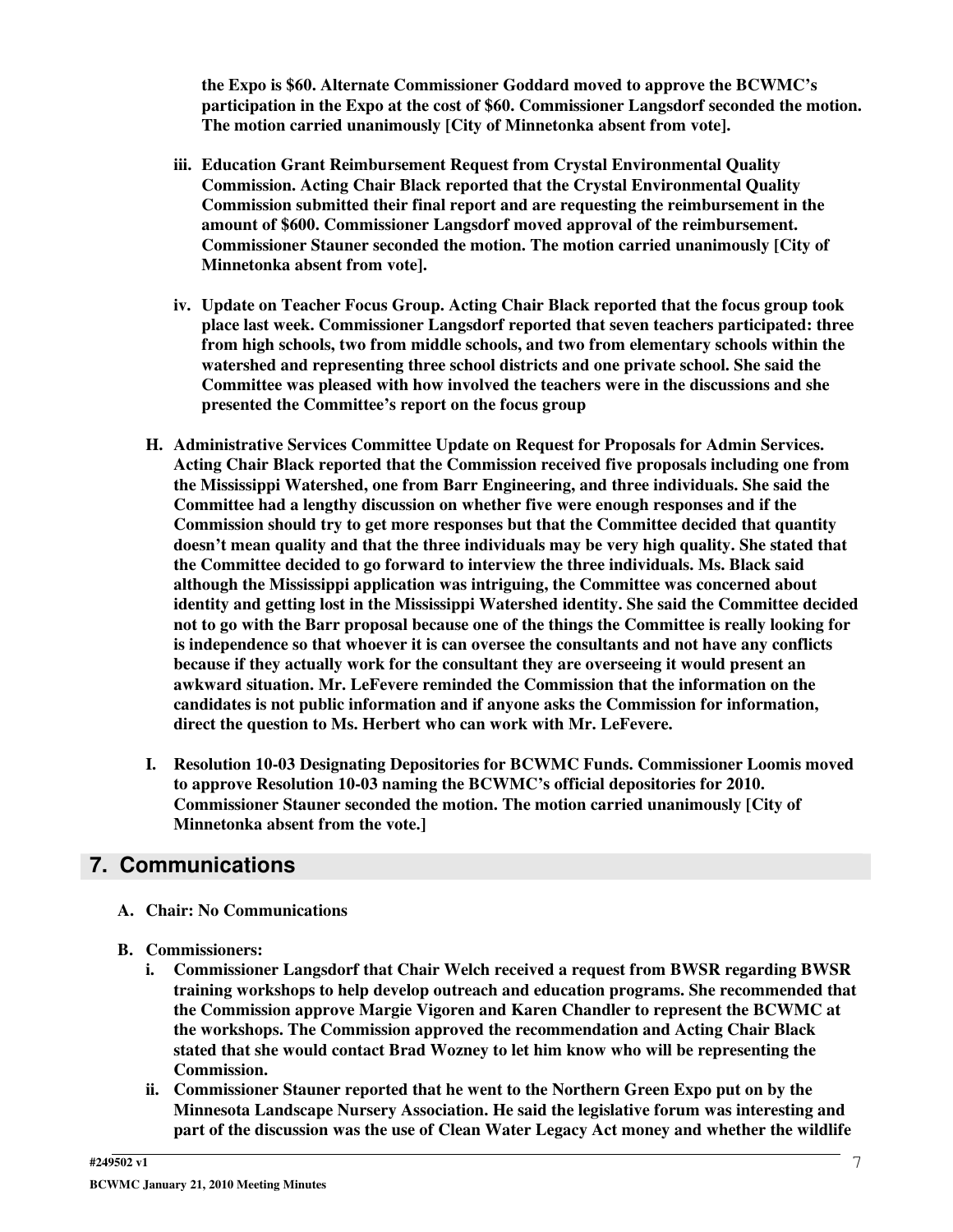**the Expo is $60. Alternate Commissioner Goddard moved to approve the BCWMC's participation in the Expo at the cost of $60. Commissioner Langsdorf seconded the motion. The motion carried unanimously [City of Minnetonka absent from vote].**

**iii. Education Grant Reimbursement Request from Crystal Environmental Quality Commission. Acting Chair Black reported that the Crystal Environmental Quality Commission submitted their final report and are requesting the reimbursement in the amount of $600. Commissioner Langsdorf moved approval of the reimbursement. Commissioner Stauner seconded the motion. The motion carried unanimously [City of Minnetonka absent from vote].**

**iv. Update on Teacher Focus Group. Acting Chair Black reported that the focus group took place last week. Commissioner Langsdorf reported that seven teachers participated: three from high schools, two from middle schools, and two from elementary schools within the watershed and representing three school districts and one private school. She said the Committee was pleased with how involved the teachers were in the discussions and she presented the Committee's report on the focus group**

**H. Administrative Services Committee Update on Request for Proposals for Admin Services. Acting Chair Black reported that the Commission received five proposals including one from the Mississippi Watershed, one from Barr Engineering, and three individuals. She said the Committee had a lengthy discussion on whether five were enough responses and if the Commission should try to get more responses but that the Committee decided that quantity doesn't mean quality and that the three individuals may be very high quality. She stated that the Committee decided to go forward to interview the three individuals. Ms. Black said although the Mississippi application was intriguing, the Committee was concerned about identity and getting lost in the Mississippi Watershed identity. She said the Committee decided not to go with the Barr proposal because one of the things the Committee is really looking for is independence so that whoever it is can oversee the consultants and not have any conflicts because if they actually work for the consultant they are overseeing it would present an awkward situation. Mr. LeFevere reminded the Commission that the information on the candidates is not public information and if anyone asks the Commission for information, direct the question to Ms. Herbert who can work with Mr. LeFevere.**

**I. Resolution 10-03 Designating Depositories for BCWMC Funds. Commissioner Loomis moved to approve Resolution 10-03 naming the BCWMC's official depositories for 2010. Commissioner Stauner seconded the motion. The motion carried unanimously [City of Minnetonka absent from the vote.]**

## 7. Communications

**A. Chair: No Communications**

**B. Commissioners:**

**i. Commissioner Langsdorf that Chair Welch received a request from BWSR regarding BWSR training workshops to help develop outreach and education programs. She recommended that the Commission approve Margie Vigoren and Karen Chandler to represent the BCWMC at the workshops. The Commission approved the recommendation and Acting Chair Black stated that she would contact Brad Wozney to let him know who will be representing the Commission.**

**ii. Commissioner Stauner reported that he went to the Northern Green Expo put on by the Minnesota Landscape Nursery Association. He said the legislative forum was interesting and part of the discussion was the use of Clean Water Legacy Act money and whether the wildlife**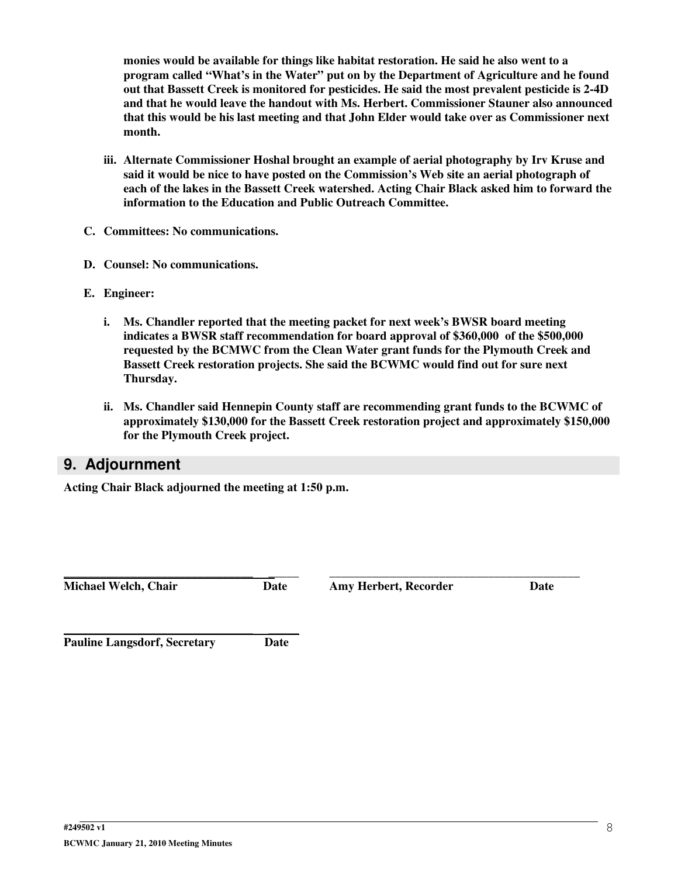**monies would be available for things like habitat restoration. He said he also went to a program called "What's in the Water" put on by the Department of Agriculture and he found out that Bassett Creek is monitored for pesticides. He said the most prevalent pesticide is 2-4D and that he would leave the handout with Ms. Herbert. Commissioner Stauner also announced that this would be his last meeting and that John Elder would take over as Commissioner next month.**

**iii. Alternate Commissioner Hoshal brought an example of aerial photography by Irv Kruse and said it would be nice to have posted on the Commission's Web site an aerial photograph of each of the lakes in the Bassett Creek watershed. Acting Chair Black asked him to forward the information to the Education and Public Outreach Committee.**

**C. Committees: No communications.**

**D. Counsel: No communications.**

**E. Engineer:**

**i. Ms. Chandler reported that the meeting packet for next week's BWSR board meeting indicates a BWSR staff recommendation for board approval of $360,000 of the $500,000 requested by the BCMWC from the Clean Water grant funds for the Plymouth Creek and Bassett Creek restoration projects. She said the BCWMC would find out for sure next Thursday.**

**ii. Ms. Chandler said Hennepin County staff are recommending grant funds to the BCWMC of approximately $130,000 for the Bassett Creek restoration project and approximately $150,000 for the Plymouth Creek project.**

## 9. Adjournment

**Acting Chair Black adjourned the meeting at 1:50 p.m.**

______________________________________ ______________________________________

**Michael Welch, Chair Date** **Amy Herbert, Recorder Date**

______________________________________

**Pauline Langsdorf, Secretary Date**

**#249502 v1**

**BCWMC January 21, 2010 Meeting Minutes**